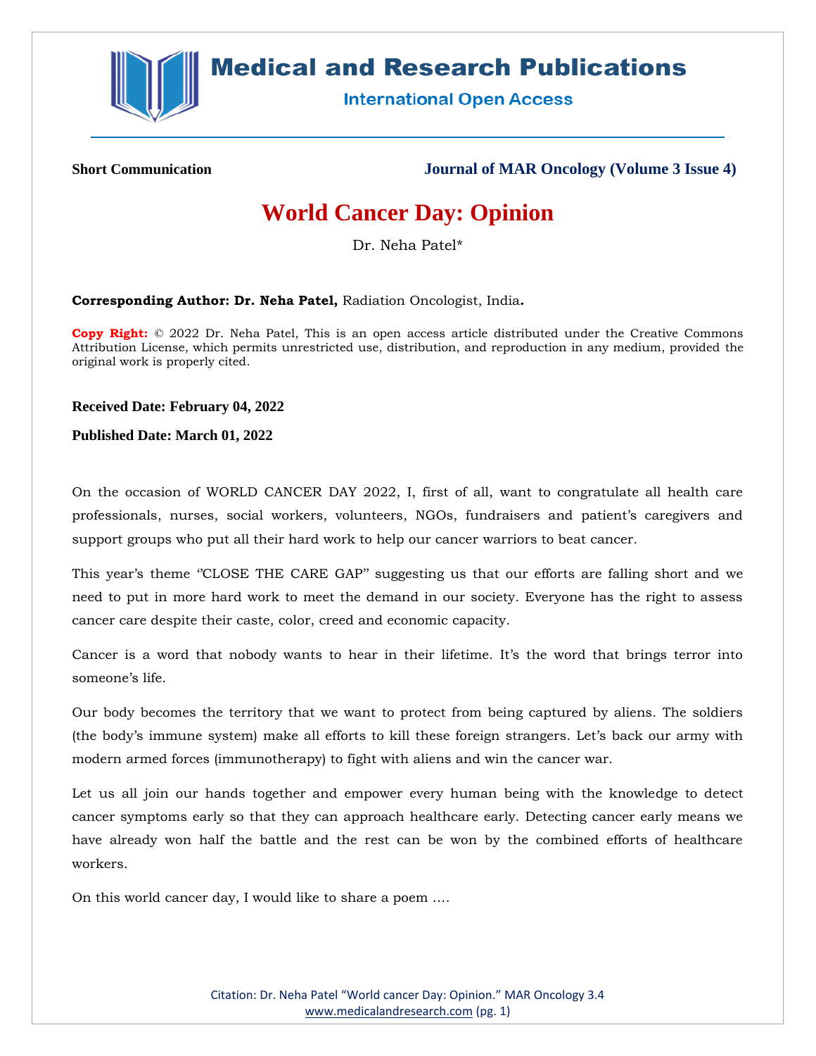**Short Communication**

# World Cancer Day: Opinion

Dr. Neha Patel*

**Corresponding Author: Dr. Neha Patel,** Radiation Oncologist, India**.**

**Copy Right:** © 2022 Dr. Neha Patel, This is an open access article distributed under the Creative Commons Attribution License, which permits unrestricted use, distribution, and reproduction in any medium, provided the original work is properly cited.

**Received Date: February 04, 2022**

**Published Date: March 01, 2022**

On the occasion of WORLD CANCER DAY 2022, I, first of all, want to congratulate all health care professionals, nurses, social workers, volunteers, NGOs, fundraisers and patient's caregivers and support groups who put all their hard work to help our cancer warriors to beat cancer.

This year's theme ''CLOSE THE CARE GAP" suggesting us that our efforts are falling short and we need to put in more hard work to meet the demand in our society. Everyone has the right to assess cancer care despite their caste, color, creed and economic capacity.

Cancer is a word that nobody wants to hear in their lifetime. It's the word that brings terror into someone's life.

Our body becomes the territory that we want to protect from being captured by aliens. The soldiers (the body's immune system) make all efforts to kill these foreign strangers. Let's back our army with modern armed forces (immunotherapy) to fight with aliens and win the cancer war.

Let us all join our hands together and empower every human being with the knowledge to detect cancer symptoms early so that they can approach healthcare early. Detecting cancer early means we have already won half the battle and the rest can be won by the combined efforts of healthcare workers.

On this world cancer day, I would like to share a poem ….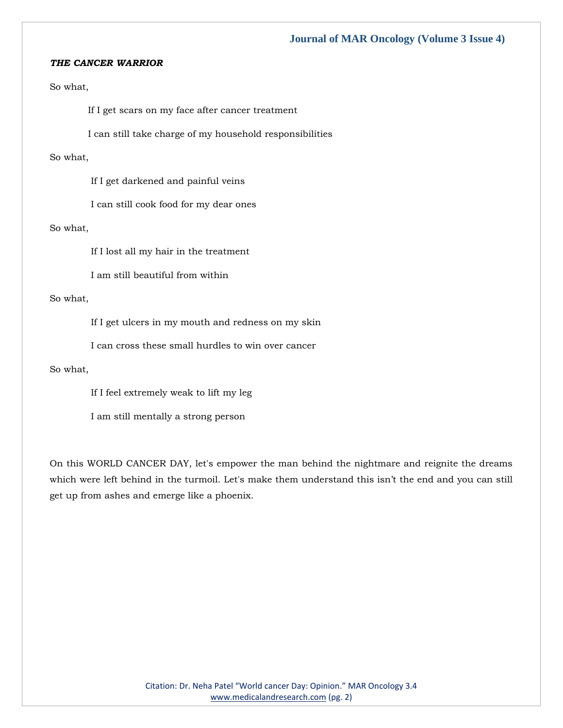***THE CANCER WARRIOR***

So what,

If I get scars on my face after cancer treatment

I can still take charge of my household responsibilities

So what,

If I get darkened and painful veins

I can still cook food for my dear ones

So what,

If I lost all my hair in the treatment

I am still beautiful from within

So what,

If I get ulcers in my mouth and redness on my skin

I can cross these small hurdles to win over cancer

So what,

If I feel extremely weak to lift my leg

I am still mentally a strong person

On this WORLD CANCER DAY, let's empower the man behind the nightmare and reignite the dreams which were left behind in the turmoil. Let's make them understand this isn't the end and you can still get up from ashes and emerge like a phoenix.